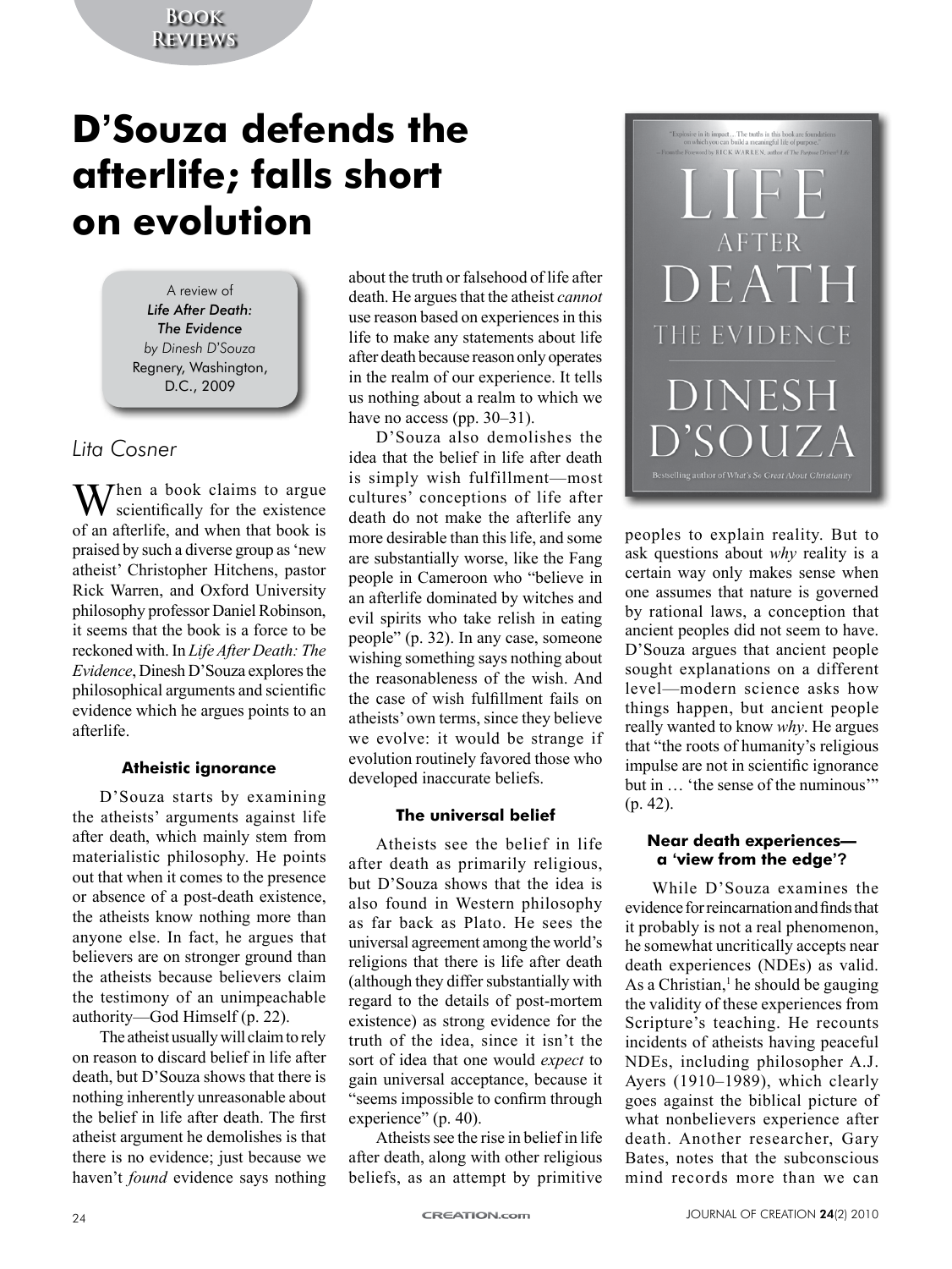# D'Souza defends the afterlife; falls short on evolution

A review of
*Life After Death: The Evidence*
*by Dinesh D'Souza*
Regnery, Washington, D.C., 2009

*Lita Cosner*

When a book claims to argue scientifically for the existence of an afterlife, and when that book is praised by such a diverse group as 'new atheist' Christopher Hitchens, pastor Rick Warren, and Oxford University philosophy professor Daniel Robinson, it seems that the book is a force to be reckoned with. In *Life After Death: The Evidence*, Dinesh D'Souza explores the philosophical arguments and scientific evidence which he argues points to an afterlife.

### Atheistic ignorance

D'Souza starts by examining the atheists' arguments against life after death, which mainly stem from materialistic philosophy. He points out that when it comes to the presence or absence of a post-death existence, the atheists know nothing more than anyone else. In fact, he argues that believers are on stronger ground than the atheists because believers claim the testimony of an unimpeachable authority—God Himself (p. 22).

The atheist usually will claim to rely on reason to discard belief in life after death, but D'Souza shows that there is nothing inherently unreasonable about the belief in life after death. The first atheist argument he demolishes is that there is no evidence; just because we haven't *found* evidence says nothing about the truth or falsehood of life after death. He argues that the atheist *cannot* use reason based on experiences in this life to make any statements about life after death because reason only operates in the realm of our experience. It tells us nothing about a realm to which we have no access (pp. 30–31).

D'Souza also demolishes the idea that the belief in life after death is simply wish fulfillment—most cultures' conceptions of life after death do not make the afterlife any more desirable than this life, and some are substantially worse, like the Fang people in Cameroon who "believe in an afterlife dominated by witches and evil spirits who take relish in eating people" (p. 32). In any case, someone wishing something says nothing about the reasonableness of the wish. And the case of wish fulfillment fails on atheists' own terms, since they believe we evolve: it would be strange if evolution routinely favored those who developed inaccurate beliefs.

### The universal belief

Atheists see the belief in life after death as primarily religious, but D'Souza shows that the idea is also found in Western philosophy as far back as Plato. He sees the universal agreement among the world's religions that there is life after death (although they differ substantially with regard to the details of post-mortem existence) as strong evidence for the truth of the idea, since it isn't the sort of idea that one would *expect* to gain universal acceptance, because it "seems impossible to confirm through experience" (p. 40).

Atheists see the rise in belief in life after death, along with other religious beliefs, as an attempt by primitive peoples to explain reality. But to ask questions about *why* reality is a certain way only makes sense when one assumes that nature is governed by rational laws, a conception that ancient peoples did not seem to have. D'Souza argues that ancient people sought explanations on a different level—modern science asks how things happen, but ancient people really wanted to know *why*. He argues that "the roots of humanity's religious impulse are not in scientific ignorance but in … 'the sense of the numinous'" (p. 42).

### Near death experiences—a 'view from the edge'?

While D'Souza examines the evidence for reincarnation and finds that it probably is not a real phenomenon, he somewhat uncritically accepts near death experiences (NDEs) as valid. As a Christian,[1] he should be gauging the validity of these experiences from Scripture's teaching. He recounts incidents of atheists having peaceful NDEs, including philosopher A.J. Ayers (1910–1989), which clearly goes against the biblical picture of what nonbelievers experience after death. Another researcher, Gary Bates, notes that the subconscious mind records more than we can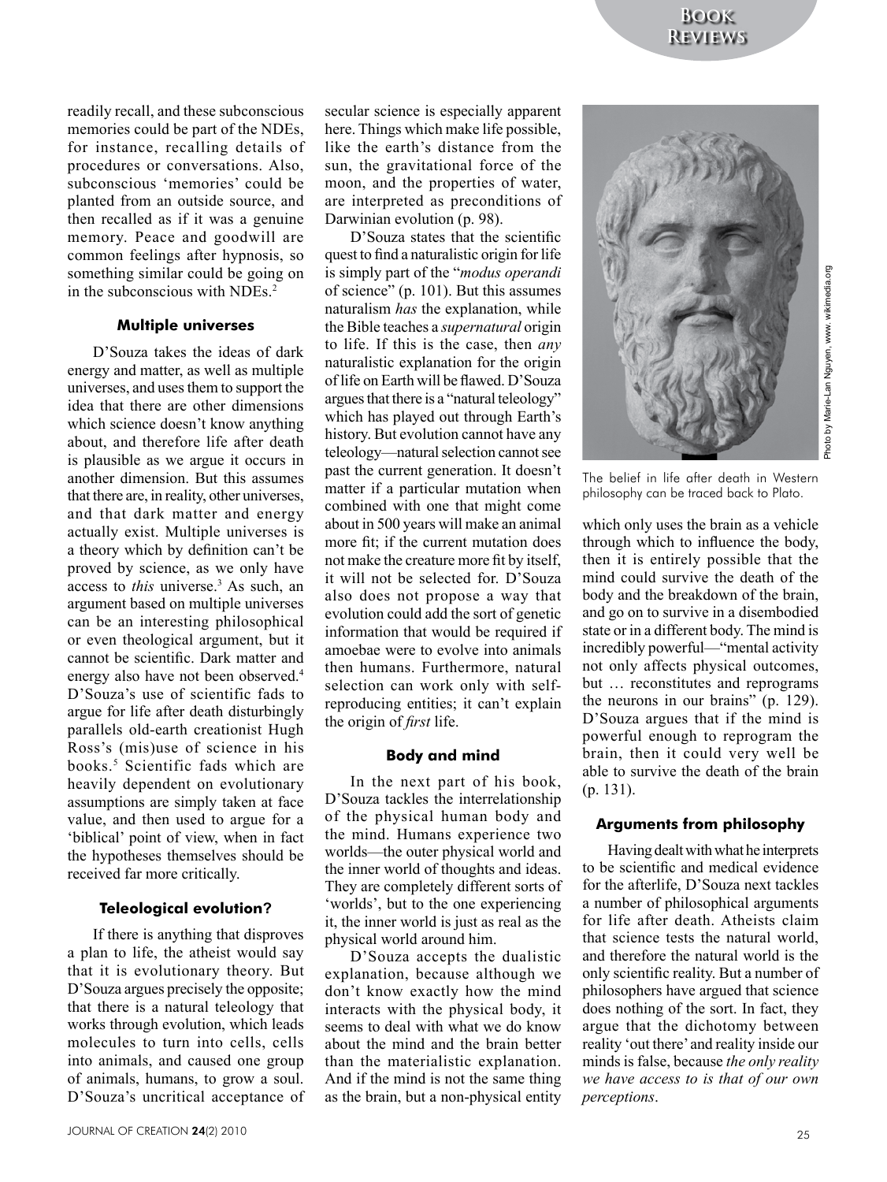readily recall, and these subconscious memories could be part of the NDEs, for instance, recalling details of procedures or conversations. Also, subconscious 'memories' could be planted from an outside source, and then recalled as if it was a genuine memory. Peace and goodwill are common feelings after hypnosis, so something similar could be going on in the subconscious with NDEs.[2]

### Multiple universes

D'Souza takes the ideas of dark energy and matter, as well as multiple universes, and uses them to support the idea that there are other dimensions which science doesn't know anything about, and therefore life after death is plausible as we argue it occurs in another dimension. But this assumes that there are, in reality, other universes, and that dark matter and energy actually exist. Multiple universes is a theory which by definition can't be proved by science, as we only have access to *this* universe.[3] As such, an argument based on multiple universes can be an interesting philosophical or even theological argument, but it cannot be scientific. Dark matter and energy also have not been observed.[4] D'Souza's use of scientific fads to argue for life after death disturbingly parallels old-earth creationist Hugh Ross's (mis)use of science in his books.[5] Scientific fads which are heavily dependent on evolutionary assumptions are simply taken at face value, and then used to argue for a 'biblical' point of view, when in fact the hypotheses themselves should be received far more critically.

### Teleological evolution?

If there is anything that disproves a plan to life, the atheist would say that it is evolutionary theory. But D'Souza argues precisely the opposite; that there is a natural teleology that works through evolution, which leads molecules to turn into cells, cells into animals, and caused one group of animals, humans, to grow a soul. D'Souza's uncritical acceptance of secular science is especially apparent here. Things which make life possible, like the earth's distance from the sun, the gravitational force of the moon, and the properties of water, are interpreted as preconditions of Darwinian evolution (p. 98).

D'Souza states that the scientific quest to find a naturalistic origin for life is simply part of the "*modus operandi* of science" (p. 101). But this assumes naturalism *has* the explanation, while the Bible teaches a *supernatural* origin to life. If this is the case, then *any* naturalistic explanation for the origin of life on Earth will be flawed. D'Souza argues that there is a "natural teleology" which has played out through Earth's history. But evolution cannot have any teleology—natural selection cannot see past the current generation. It doesn't matter if a particular mutation when combined with one that might come about in 500 years will make an animal more fit; if the current mutation does not make the creature more fit by itself, it will not be selected for. D'Souza also does not propose a way that evolution could add the sort of genetic information that would be required if amoebae were to evolve into animals then humans. Furthermore, natural selection can work only with self-reproducing entities; it can't explain the origin of *first* life.

### Body and mind

In the next part of his book, D'Souza tackles the interrelationship of the physical human body and the mind. Humans experience two worlds—the outer physical world and the inner world of thoughts and ideas. They are completely different sorts of 'worlds', but to the one experiencing it, the inner world is just as real as the physical world around him.

D'Souza accepts the dualistic explanation, because although we don't know exactly how the mind interacts with the physical body, it seems to deal with what we do know about the mind and the brain better than the materialistic explanation. And if the mind is not the same thing as the brain, but a non-physical entity which only uses the brain as a vehicle through which to influence the body, then it is entirely possible that the mind could survive the death of the body and the breakdown of the brain, and go on to survive in a disembodied state or in a different body. The mind is incredibly powerful—"mental activity not only affects physical outcomes, but … reconstitutes and reprograms the neurons in our brains" (p. 129). D'Souza argues that if the mind is powerful enough to reprogram the brain, then it could very well be able to survive the death of the brain (p. 131).

Photo by Marie-Lan Nguyen, www. wikimedia.org

The belief in life after death in Western philosophy can be traced back to Plato.

### Arguments from philosophy

Having dealt with what he interprets to be scientific and medical evidence for the afterlife, D'Souza next tackles a number of philosophical arguments for life after death. Atheists claim that science tests the natural world, and therefore the natural world is the only scientific reality. But a number of philosophers have argued that science does nothing of the sort. In fact, they argue that the dichotomy between reality 'out there' and reality inside our minds is false, because *the only reality we have access to is that of our own perceptions*.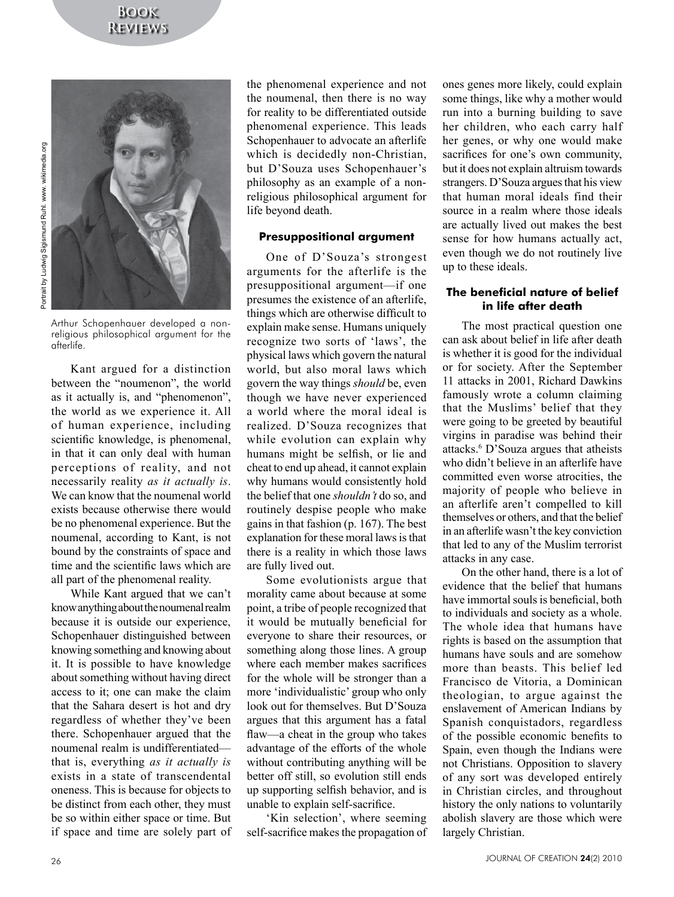Arthur Schopenhauer developed a non-religious philosophical argument for the afterlife.

Kant argued for a distinction between the "noumenon", the world as it actually is, and "phenomenon", the world as we experience it. All of human experience, including scientific knowledge, is phenomenal, in that it can only deal with human perceptions of reality, and not necessarily reality *as it actually is*. We can know that the noumenal world exists because otherwise there would be no phenomenal experience. But the noumenal, according to Kant, is not bound by the constraints of space and time and the scientific laws which are all part of the phenomenal reality.

While Kant argued that we can't know anything about the noumenal realm because it is outside our experience, Schopenhauer distinguished between knowing something and knowing about it. It is possible to have knowledge about something without having direct access to it; one can make the claim that the Sahara desert is hot and dry regardless of whether they've been there. Schopenhauer argued that the noumenal realm is undifferentiated—that is, everything *as it actually is* exists in a state of transcendental oneness. This is because for objects to be distinct from each other, they must be so within either space or time. But if space and time are solely part of the phenomenal experience and not the noumenal, then there is no way for reality to be differentiated outside phenomenal experience. This leads Schopenhauer to advocate an afterlife which is decidedly non-Christian, but D'Souza uses Schopenhauer's philosophy as an example of a non-religious philosophical argument for life beyond death.

#### Presuppositional argument

One of D'Souza's strongest arguments for the afterlife is the presuppositional argument—if one presumes the existence of an afterlife, things which are otherwise difficult to explain make sense. Humans uniquely recognize two sorts of 'laws', the physical laws which govern the natural world, but also moral laws which govern the way things *should* be, even though we have never experienced a world where the moral ideal is realized. D'Souza recognizes that while evolution can explain why humans might be selfish, or lie and cheat to end up ahead, it cannot explain why humans would consistently hold the belief that one *shouldn't* do so, and routinely despise people who make gains in that fashion (p. 167). The best explanation for these moral laws is that there is a reality in which those laws are fully lived out.

Some evolutionists argue that morality came about because at some point, a tribe of people recognized that it would be mutually beneficial for everyone to share their resources, or something along those lines. A group where each member makes sacrifices for the whole will be stronger than a more 'individualistic' group who only look out for themselves. But D'Souza argues that this argument has a fatal flaw—a cheat in the group who takes advantage of the efforts of the whole without contributing anything will be better off still, so evolution still ends up supporting selfish behavior, and is unable to explain self-sacrifice.

'Kin selection', where seeming self-sacrifice makes the propagation of ones genes more likely, could explain some things, like why a mother would run into a burning building to save her children, who each carry half her genes, or why one would make sacrifices for one's own community, but it does not explain altruism towards strangers. D'Souza argues that his view that human moral ideals find their source in a realm where those ideals are actually lived out makes the best sense for how humans actually act, even though we do not routinely live up to these ideals.

#### The beneficial nature of belief in life after death

The most practical question one can ask about belief in life after death is whether it is good for the individual or for society. After the September 11 attacks in 2001, Richard Dawkins famously wrote a column claiming that the Muslims' belief that they were going to be greeted by beautiful virgins in paradise was behind their attacks.[6] D'Souza argues that atheists who didn't believe in an afterlife have committed even worse atrocities, the majority of people who believe in an afterlife aren't compelled to kill themselves or others, and that the belief in an afterlife wasn't the key conviction that led to any of the Muslim terrorist attacks in any case.

On the other hand, there is a lot of evidence that the belief that humans have immortal souls is beneficial, both to individuals and society as a whole. The whole idea that humans have rights is based on the assumption that humans have souls and are somehow more than beasts. This belief led Francisco de Vitoria, a Dominican theologian, to argue against the enslavement of American Indians by Spanish conquistadors, regardless of the possible economic benefits to Spain, even though the Indians were not Christians. Opposition to slavery of any sort was developed entirely in Christian circles, and throughout history the only nations to voluntarily abolish slavery are those which were largely Christian.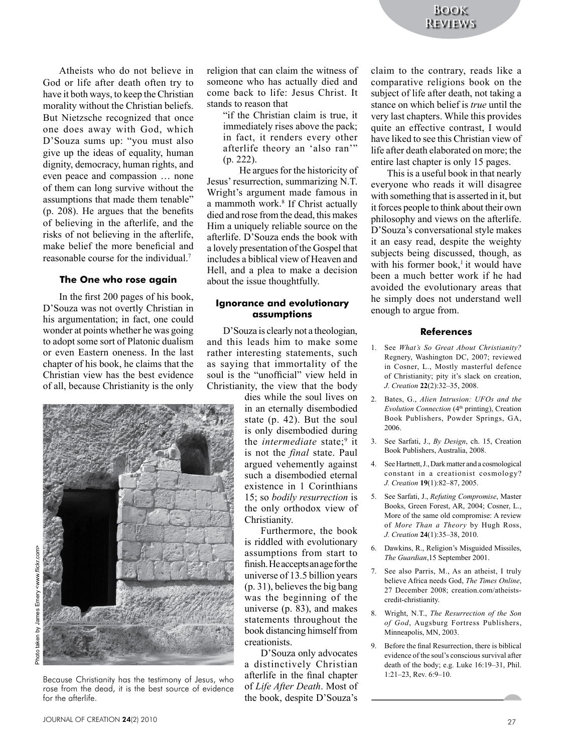Atheists who do not believe in God or life after death often try to have it both ways, to keep the Christian morality without the Christian beliefs. But Nietzsche recognized that once one does away with God, which D'Souza sums up: "you must also give up the ideas of equality, human dignity, democracy, human rights, and even peace and compassion … none of them can long survive without the assumptions that made them tenable" (p. 208). He argues that the benefits of believing in the afterlife, and the risks of not believing in the afterlife, make belief the more beneficial and reasonable course for the individual.[7]

### The One who rose again

In the first 200 pages of his book, D'Souza was not overtly Christian in his argumentation; in fact, one could wonder at points whether he was going to adopt some sort of Platonic dualism or even Eastern oneness. In the last chapter of his book, he claims that the Christian view has the best evidence of all, because Christianity is the only religion that can claim the witness of someone who has actually died and come back to life: Jesus Christ. It stands to reason that

> "if the Christian claim is true, it immediately rises above the pack; in fact, it renders every other afterlife theory an 'also ran'" (p. 222).

He argues for the historicity of Jesus' resurrection, summarizing N.T. Wright's argument made famous in a mammoth work.[8] If Christ actually died and rose from the dead, this makes Him a uniquely reliable source on the afterlife. D'Souza ends the book with a lovely presentation of the Gospel that includes a biblical view of Heaven and Hell, and a plea to make a decision about the issue thoughtfully.

### Ignorance and evolutionary assumptions

D'Souza is clearly not a theologian, and this leads him to make some rather interesting statements, such as saying that immortality of the soul is the "unofficial" view held in Christianity, the view that the body dies while the soul lives on in an eternally disembodied state (p. 42). But the soul is only disembodied during the *intermediate* state;[9] it is not the *final* state. Paul argued vehemently against such a disembodied eternal existence in 1 Corinthians 15; so *bodily resurrection* is the only orthodox view of Christianity.

Furthermore, the book is riddled with evolutionary assumptions from start to finish. He accepts an age for the universe of 13.5 billion years (p. 31), believes the big bang was the beginning of the universe (p. 83), and makes statements throughout the book distancing himself from creationists.

Photo taken by James Emery <www.flickr.com>

Because Christianity has the testimony of Jesus, who rose from the dead, it is the best source of evidence for the afterlife.

D'Souza only advocates a distinctively Christian afterlife in the final chapter of *Life After Death*. Most of the book, despite D'Souza's claim to the contrary, reads like a comparative religions book on the subject of life after death, not taking a stance on which belief is *true* until the very last chapters. While this provides quite an effective contrast, I would have liked to see this Christian view of life after death elaborated on more; the entire last chapter is only 15 pages.

This is a useful book in that nearly everyone who reads it will disagree with something that is asserted in it, but it forces people to think about their own philosophy and views on the afterlife. D'Souza's conversational style makes it an easy read, despite the weighty subjects being discussed, though, as with his former book,[1] it would have been a much better work if he had avoided the evolutionary areas that he simply does not understand well enough to argue from.

### References

1. See *What's So Great About Christianity?* Regnery, Washington DC, 2007; reviewed in Cosner, L., Mostly masterful defence of Christianity; pity it's slack on creation, *J. Creation* **22**(2):32–35, 2008.
2. Bates, G., *Alien Intrusion: UFOs and the Evolution Connection* (4th printing), Creation Book Publishers, Powder Springs, GA, 2006.
3. See Sarfati, J., *By Design*, ch. 15, Creation Book Publishers, Australia, 2008.
4. See Hartnett, J., Dark matter and a cosmological constant in a creationist cosmology? *J. Creation* **19**(1):82–87, 2005.
5. See Sarfati, J., *Refuting Compromise*, Master Books, Green Forest, AR, 2004; Cosner, L., More of the same old compromise: A review of *More Than a Theory* by Hugh Ross, *J. Creation* **24**(1):35–38, 2010.
6. Dawkins, R., Religion's Misguided Missiles, *The Guardian*,15 September 2001.
7. See also Parris, M., As an atheist, I truly believe Africa needs God, *The Times Online*, 27 December 2008; creation.com/atheists-credit-christianity.
8. Wright, N.T., *The Resurrection of the Son of God*, Augsburg Fortress Publishers, Minneapolis, MN, 2003.
9. Before the final Resurrection, there is biblical evidence of the soul's conscious survival after death of the body; e.g. Luke 16:19–31, Phil. 1:21–23, Rev. 6:9–10.